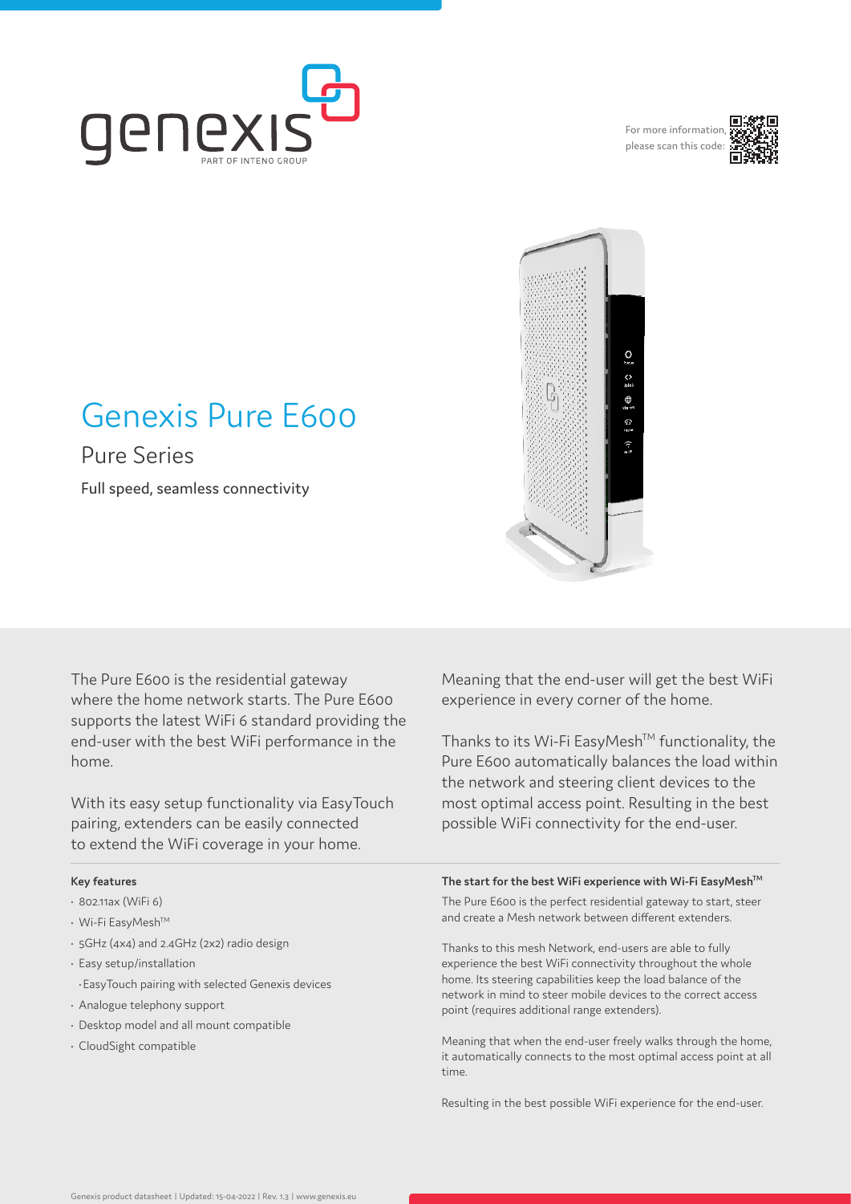For more information, please scan this code:

# Genexis Pure E600

## Pure Series

Full speed, seamless connectivity

The Pure E600 is the residential gateway where the home network starts. The Pure E600 supports the latest WiFi 6 standard providing the end-user with the best WiFi performance in the home.

With its easy setup functionality via EasyTouch pairing, extenders can be easily connected to extend the WiFi coverage in your home.

Meaning that the end-user will get the best WiFi experience in every corner of the home.

Thanks to its Wi-Fi EasyMesh™ functionality, the Pure E600 automatically balances the load within the network and steering client devices to the most optimal access point. Resulting in the best possible WiFi connectivity for the end-user.

**Key features**

- 802.11ax (WiFi 6)
- Wi-Fi EasyMesh™
- 5GHz (4x4) and 2.4GHz (2x2) radio design
- Easy setup/installation
  - EasyTouch pairing with selected Genexis devices
- Analogue telephony support
- Desktop model and all mount compatible
- CloudSight compatible

**The start for the best WiFi experience with Wi-Fi EasyMesh™**

The Pure E600 is the perfect residential gateway to start, steer and create a Mesh network between different extenders.

Thanks to this mesh Network, end-users are able to fully experience the best WiFi connectivity throughout the whole home. Its steering capabilities keep the load balance of the network in mind to steer mobile devices to the correct access point (requires additional range extenders).

Meaning that when the end-user freely walks through the home, it automatically connects to the most optimal access point at all time.

Resulting in the best possible WiFi experience for the end-user.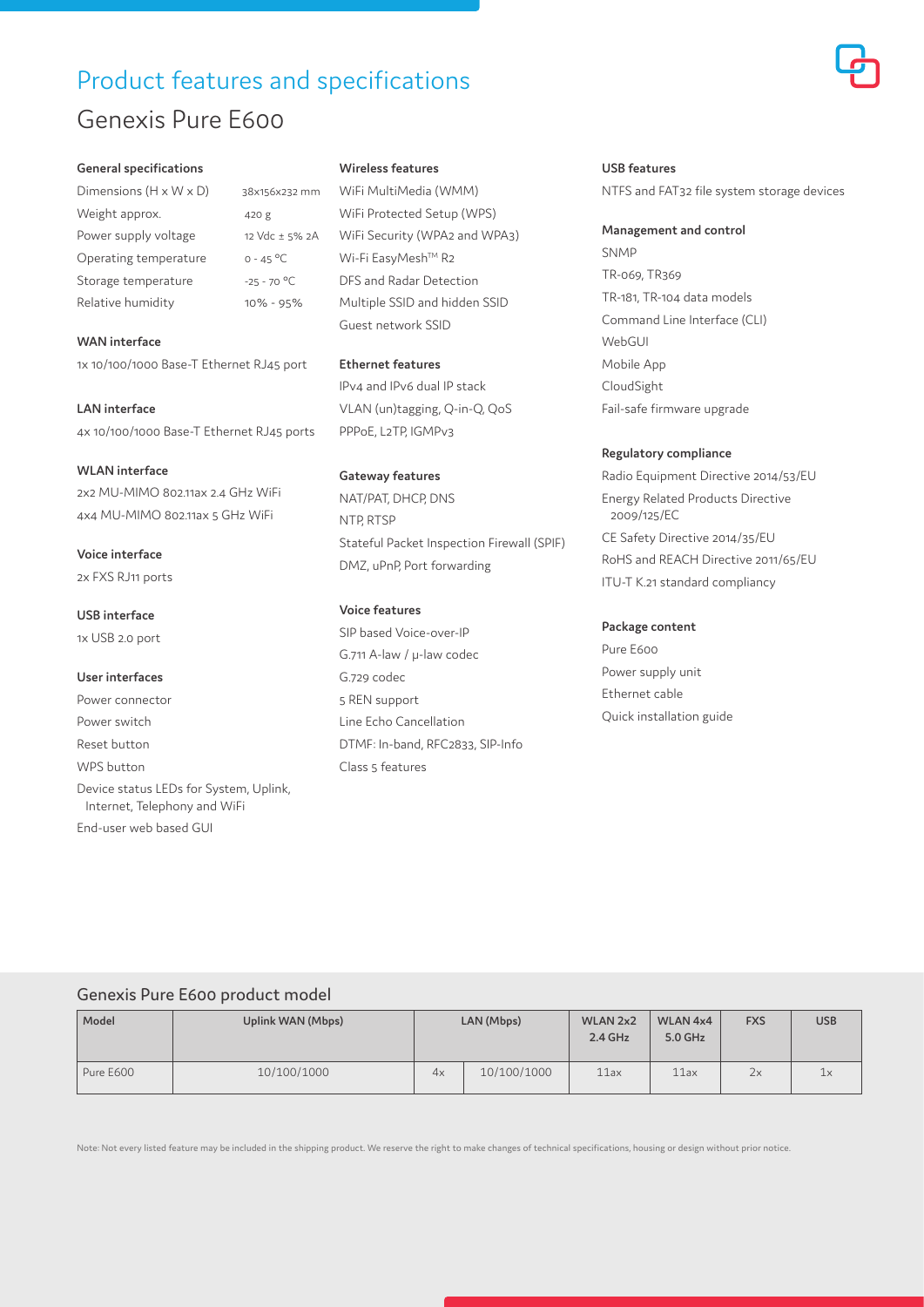# Product features and specifications

## Genexis Pure E600

**General specifications**

| | |
|---|---|
| Dimensions (H x W x D) | 38x156x232 mm |
| Weight approx. | 420 g |
| Power supply voltage | 12 Vdc ± 5% 2A |
| Operating temperature | 0 - 45 °C |
| Storage temperature | -25 - 70 °C |
| Relative humidity | 10% - 95% |

**WAN interface**

1x 10/100/1000 Base-T Ethernet RJ45 port

**LAN interface**

4x 10/100/1000 Base-T Ethernet RJ45 ports

**WLAN interface**

2x2 MU-MIMO 802.11ax 2.4 GHz WiFi
4x4 MU-MIMO 802.11ax 5 GHz WiFi

**Voice interface**

2x FXS RJ11 ports

**USB interface**

1x USB 2.0 port

**User interfaces**

Power connector
Power switch
Reset button
WPS button
Device status LEDs for System, Uplink, Internet, Telephony and WiFi
End-user web based GUI

**Wireless features**

WiFi MultiMedia (WMM)
WiFi Protected Setup (WPS)
WiFi Security (WPA2 and WPA3)
Wi-Fi EasyMesh™ R2
DFS and Radar Detection
Multiple SSID and hidden SSID
Guest network SSID

**Ethernet features**

IPv4 and IPv6 dual IP stack
VLAN (un)tagging, Q-in-Q, QoS
PPPoE, L2TP, IGMPv3

**Gateway features**

NAT/PAT, DHCP, DNS
NTP, RTSP
Stateful Packet Inspection Firewall (SPIF)
DMZ, uPnP, Port forwarding

**Voice features**

SIP based Voice-over-IP
G.711 A-law / μ-law codec
G.729 codec
5 REN support
Line Echo Cancellation
DTMF: In-band, RFC2833, SIP-Info
Class 5 features

**USB features**

NTFS and FAT32 file system storage devices

**Management and control**

SNMP
TR-069, TR369
TR-181, TR-104 data models
Command Line Interface (CLI)
WebGUI
Mobile App
CloudSight
Fail-safe firmware upgrade

**Regulatory compliance**

Radio Equipment Directive 2014/53/EU
Energy Related Products Directive 2009/125/EC
CE Safety Directive 2014/35/EU
RoHS and REACH Directive 2011/65/EU
ITU-T K.21 standard compliancy

**Package content**

Pure E600
Power supply unit
Ethernet cable
Quick installation guide

## Genexis Pure E600 product model

| Model | Uplink WAN (Mbps) | LAN (Mbps) | | WLAN 2x2 2.4 GHz | WLAN 4x4 5.0 GHz | FXS | USB |
|---|---|---|---|---|---|---|---|
| Pure E600 | 10/100/1000 | 4x | 10/100/1000 | 11ax | 11ax | 2x | 1x |

Note: Not every listed feature may be included in the shipping product. We reserve the right to make changes of technical specifications, housing or design without prior notice.